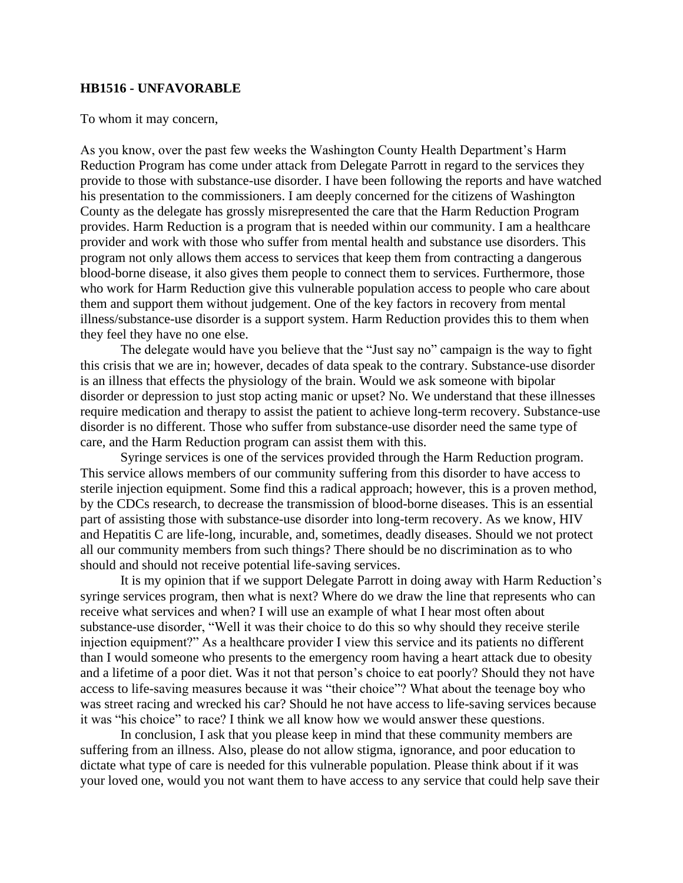**HB1516 - UNFAVORABLE**

To whom it may concern,

As you know, over the past few weeks the Washington County Health Department's Harm Reduction Program has come under attack from Delegate Parrott in regard to the services they provide to those with substance-use disorder. I have been following the reports and have watched his presentation to the commissioners. I am deeply concerned for the citizens of Washington County as the delegate has grossly misrepresented the care that the Harm Reduction Program provides. Harm Reduction is a program that is needed within our community. I am a healthcare provider and work with those who suffer from mental health and substance use disorders. This program not only allows them access to services that keep them from contracting a dangerous blood-borne disease, it also gives them people to connect them to services. Furthermore, those who work for Harm Reduction give this vulnerable population access to people who care about them and support them without judgement. One of the key factors in recovery from mental illness/substance-use disorder is a support system. Harm Reduction provides this to them when they feel they have no one else.

The delegate would have you believe that the "Just say no" campaign is the way to fight this crisis that we are in; however, decades of data speak to the contrary. Substance-use disorder is an illness that effects the physiology of the brain. Would we ask someone with bipolar disorder or depression to just stop acting manic or upset? No. We understand that these illnesses require medication and therapy to assist the patient to achieve long-term recovery. Substance-use disorder is no different. Those who suffer from substance-use disorder need the same type of care, and the Harm Reduction program can assist them with this.

Syringe services is one of the services provided through the Harm Reduction program. This service allows members of our community suffering from this disorder to have access to sterile injection equipment. Some find this a radical approach; however, this is a proven method, by the CDCs research, to decrease the transmission of blood-borne diseases. This is an essential part of assisting those with substance-use disorder into long-term recovery. As we know, HIV and Hepatitis C are life-long, incurable, and, sometimes, deadly diseases. Should we not protect all our community members from such things? There should be no discrimination as to who should and should not receive potential life-saving services.

It is my opinion that if we support Delegate Parrott in doing away with Harm Reduction's syringe services program, then what is next? Where do we draw the line that represents who can receive what services and when? I will use an example of what I hear most often about substance-use disorder, "Well it was their choice to do this so why should they receive sterile injection equipment?" As a healthcare provider I view this service and its patients no different than I would someone who presents to the emergency room having a heart attack due to obesity and a lifetime of a poor diet. Was it not that person's choice to eat poorly? Should they not have access to life-saving measures because it was "their choice"? What about the teenage boy who was street racing and wrecked his car? Should he not have access to life-saving services because it was "his choice" to race? I think we all know how we would answer these questions.

In conclusion, I ask that you please keep in mind that these community members are suffering from an illness. Also, please do not allow stigma, ignorance, and poor education to dictate what type of care is needed for this vulnerable population. Please think about if it was your loved one, would you not want them to have access to any service that could help save their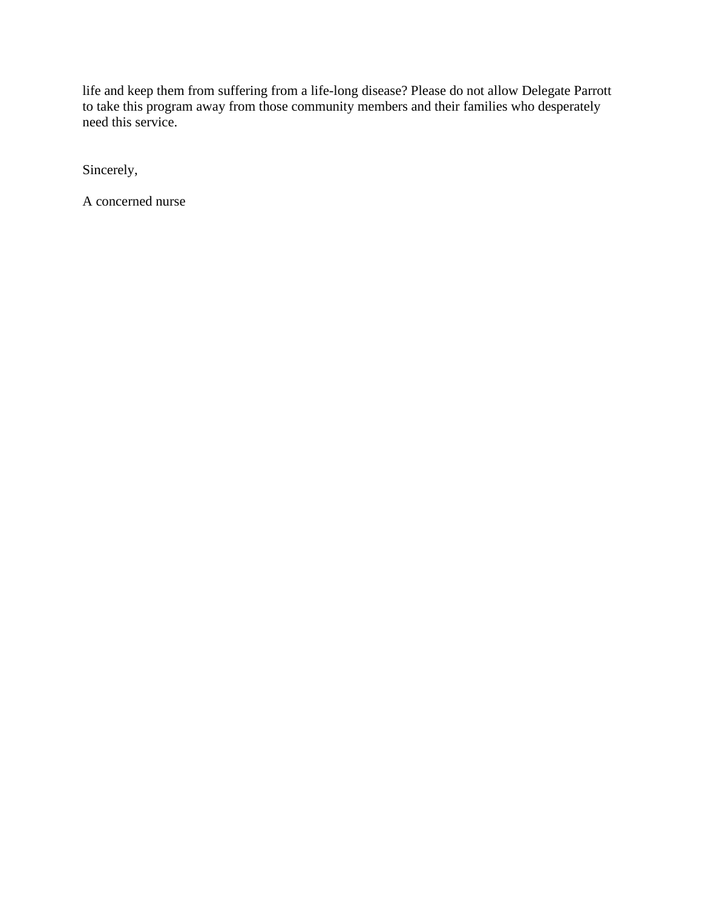life and keep them from suffering from a life-long disease? Please do not allow Delegate Parrott to take this program away from those community members and their families who desperately need this service.

Sincerely,

A concerned nurse